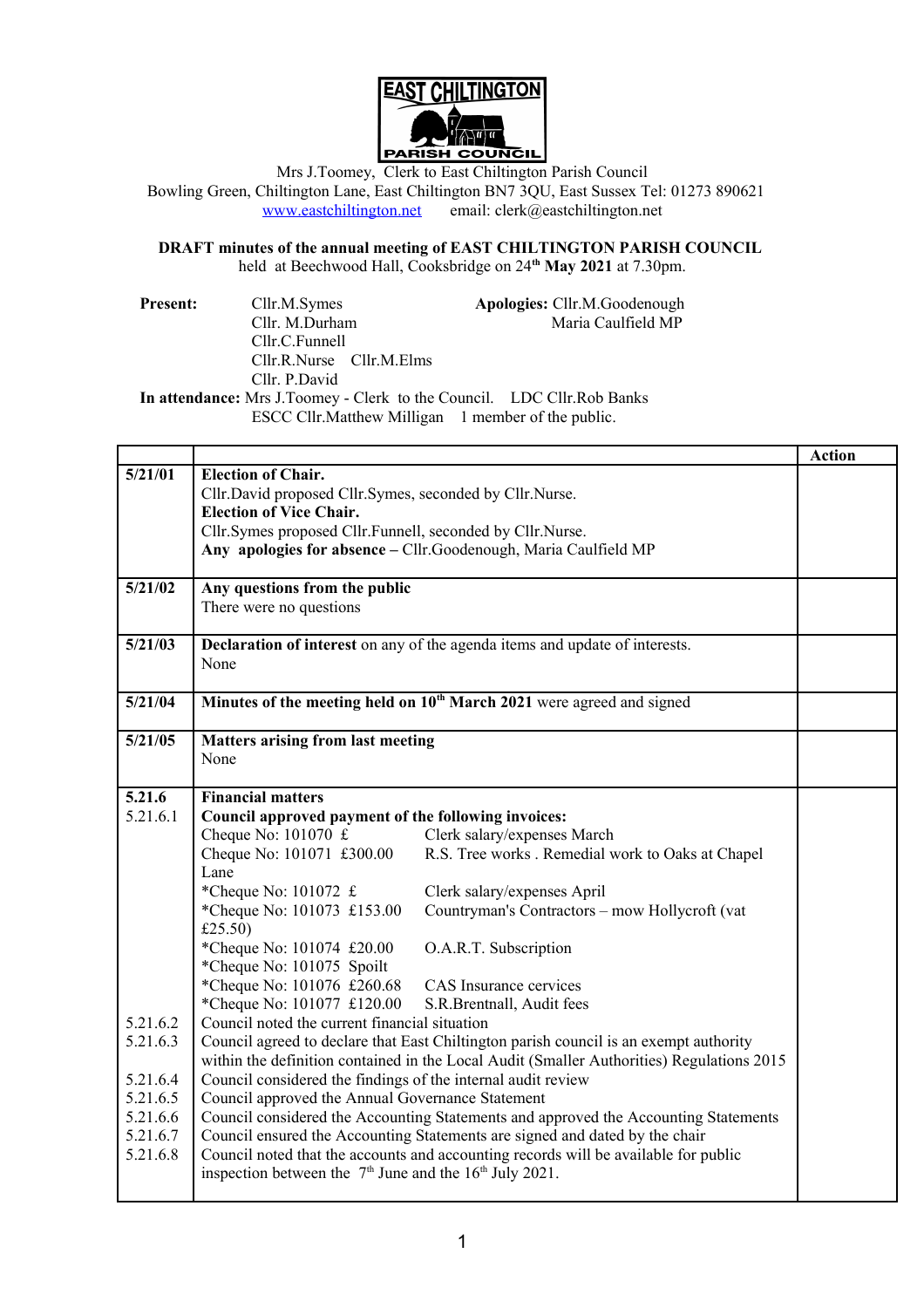EAST CHILTINGTON PARISH COUNCIL

Mrs J.Toomey, Clerk to East Chiltington Parish Council
Bowling Green, Chiltington Lane, East Chiltington BN7 3QU, East Sussex Tel: 01273 890621
www.eastchiltington.net email: clerk@eastchiltington.net

**DRAFT minutes of the annual meeting of EAST CHILTINGTON PARISH COUNCIL**
held at Beechwood Hall, Cooksbridge on 24th **May 2021** at 7.30pm.

**Present:** Cllr.M.Symes
Cllr. M.Durham
Cllr.C.Funnell
Cllr.R.Nurse Cllr.M.Elms
Cllr. P.David

**Apologies:** Cllr.M.Goodenough
Maria Caulfield MP

**In attendance:** Mrs J.Toomey - Clerk to the Council. LDC Cllr.Rob Banks
ESCC Cllr.Matthew Milligan 1 member of the public.

| | | Action |
|---|---|---|
| 5/21/01 | **Election of Chair.**<br>Cllr.David proposed Cllr.Symes, seconded by Cllr.Nurse.<br>**Election of Vice Chair.**<br>Cllr.Symes proposed Cllr.Funnell, seconded by Cllr.Nurse.<br>**Any apologies for absence –** Cllr.Goodenough, Maria Caulfield MP | |
| 5/21/02 | **Any questions from the public**<br>There were no questions | |
| 5/21/03 | **Declaration of interest** on any of the agenda items and update of interests.<br>None | |
| 5/21/04 | **Minutes of the meeting held on 10th March 2021** were agreed and signed | |
| 5/21/05 | **Matters arising from last meeting**<br>None | |
| 5.21.6 | **Financial matters** | |
| 5.21.6.1 | **Council approved payment of the following invoices:**<br>Cheque No: 101070 £ Clerk salary/expenses March<br>Cheque No: 101071 £300.00 R.S. Tree works . Remedial work to Oaks at Chapel Lane<br>*Cheque No: 101072 £ Clerk salary/expenses April<br>*Cheque No: 101073 £153.00 Countryman's Contractors – mow Hollycroft (vat £25.50)<br>*Cheque No: 101074 £20.00 O.A.R.T. Subscription<br>*Cheque No: 101075 Spoilt<br>*Cheque No: 101076 £260.68 CAS Insurance cervices<br>*Cheque No: 101077 £120.00 S.R.Brentnall, Audit fees | |
| 5.21.6.2 | Council noted the current financial situation | |
| 5.21.6.3 | Council agreed to declare that East Chiltington parish council is an exempt authority within the definition contained in the Local Audit (Smaller Authorities) Regulations 2015 | |
| 5.21.6.4 | Council considered the findings of the internal audit review | |
| 5.21.6.5 | Council approved the Annual Governance Statement | |
| 5.21.6.6 | Council considered the Accounting Statements and approved the Accounting Statements | |
| 5.21.6.7 | Council ensured the Accounting Statements are signed and dated by the chair | |
| 5.21.6.8 | Council noted that the accounts and accounting records will be available for public inspection between the 7th June and the 16th July 2021. | |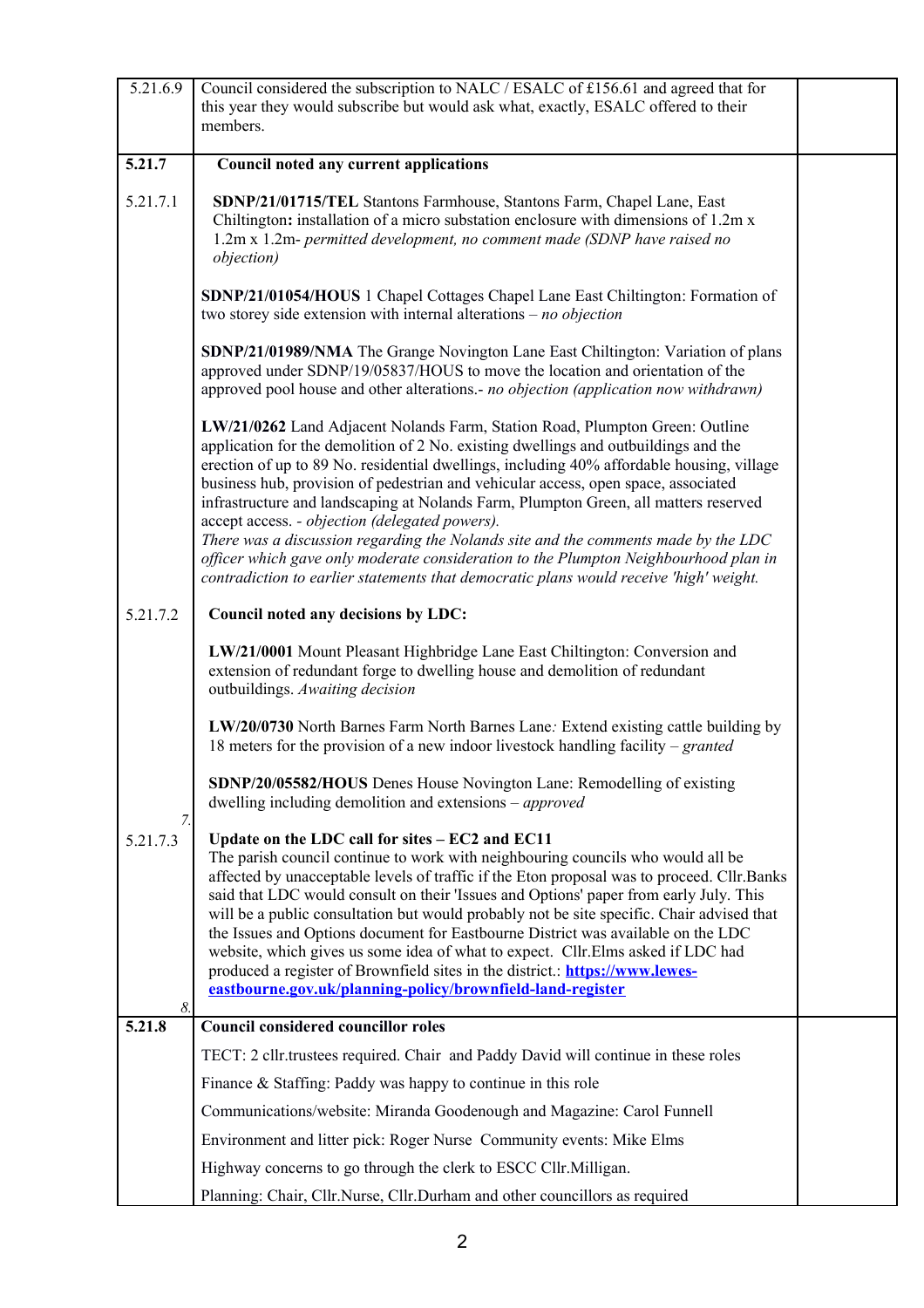| | | |
|---|---|---|
| 5.21.6.9 | Council considered the subscription to NALC / ESALC of £156.61 and agreed that for this year they would subscribe but would ask what, exactly, ESALC offered to their members. | |
| **5.21.7** | **Council noted any current applications** | |
| 5.21.7.1 | **SDNP/21/01715/TEL** Stantons Farmhouse, Stantons Farm, Chapel Lane, East Chiltington**:** installation of a micro substation enclosure with dimensions of 1.2m x 1.2m x 1.2m- *permitted development, no comment made (SDNP have raised no objection)*<br><br>**SDNP/21/01054/HOUS** 1 Chapel Cottages Chapel Lane East Chiltington: Formation of two storey side extension with internal alterations – *no objection*<br><br>**SDNP/21/01989/NMA** The Grange Novington Lane East Chiltington: Variation of plans approved under SDNP/19/05837/HOUS to move the location and orientation of the approved pool house and other alterations.- *no objection (application now withdrawn)*<br><br>**LW/21/0262** Land Adjacent Nolands Farm, Station Road, Plumpton Green: Outline application for the demolition of 2 No. existing dwellings and outbuildings and the erection of up to 89 No. residential dwellings, including 40% affordable housing, village business hub, provision of pedestrian and vehicular access, open space, associated infrastructure and landscaping at Nolands Farm, Plumpton Green, all matters reserved accept access. - *objection (delegated powers).*<br>*There was a discussion regarding the Nolands site and the comments made by the LDC officer which gave only moderate consideration to the Plumpton Neighbourhood plan in contradiction to earlier statements that democratic plans would receive 'high' weight.* | |
| 5.21.7.2 | **Council noted any decisions by LDC:**<br><br>**LW/21/0001** Mount Pleasant Highbridge Lane East Chiltington: Conversion and extension of redundant forge to dwelling house and demolition of redundant outbuildings. *Awaiting decision*<br><br>**LW/20/0730** North Barnes Farm North Barnes Lane*:* Extend existing cattle building by 18 meters for the provision of a new indoor livestock handling facility – *granted*<br><br>**SDNP/20/05582/HOUS** Denes House Novington Lane: Remodelling of existing dwelling including demolition and extensions – *approved* | |
| 7.<br>5.21.7.3<br>8. | **Update on the LDC call for sites – EC2 and EC11**<br>The parish council continue to work with neighbouring councils who would all be affected by unacceptable levels of traffic if the Eton proposal was to proceed. Cllr.Banks said that LDC would consult on their 'Issues and Options' paper from early July. This will be a public consultation but would probably not be site specific. Chair advised that the Issues and Options document for Eastbourne District was available on the LDC website, which gives us some idea of what to expect. Cllr.Elms asked if LDC had produced a register of Brownfield sites in the district.: **https://www.lewes-eastbourne.gov.uk/planning-policy/brownfield-land-register** | |
| **5.21.8** | **Council considered councillor roles**<br><br>TECT: 2 cllr.trustees required. Chair and Paddy David will continue in these roles<br><br>Finance & Staffing: Paddy was happy to continue in this role<br><br>Communications/website: Miranda Goodenough and Magazine: Carol Funnell<br><br>Environment and litter pick: Roger Nurse Community events: Mike Elms<br><br>Highway concerns to go through the clerk to ESCC Cllr.Milligan.<br><br>Planning: Chair, Cllr.Nurse, Cllr.Durham and other councillors as required | |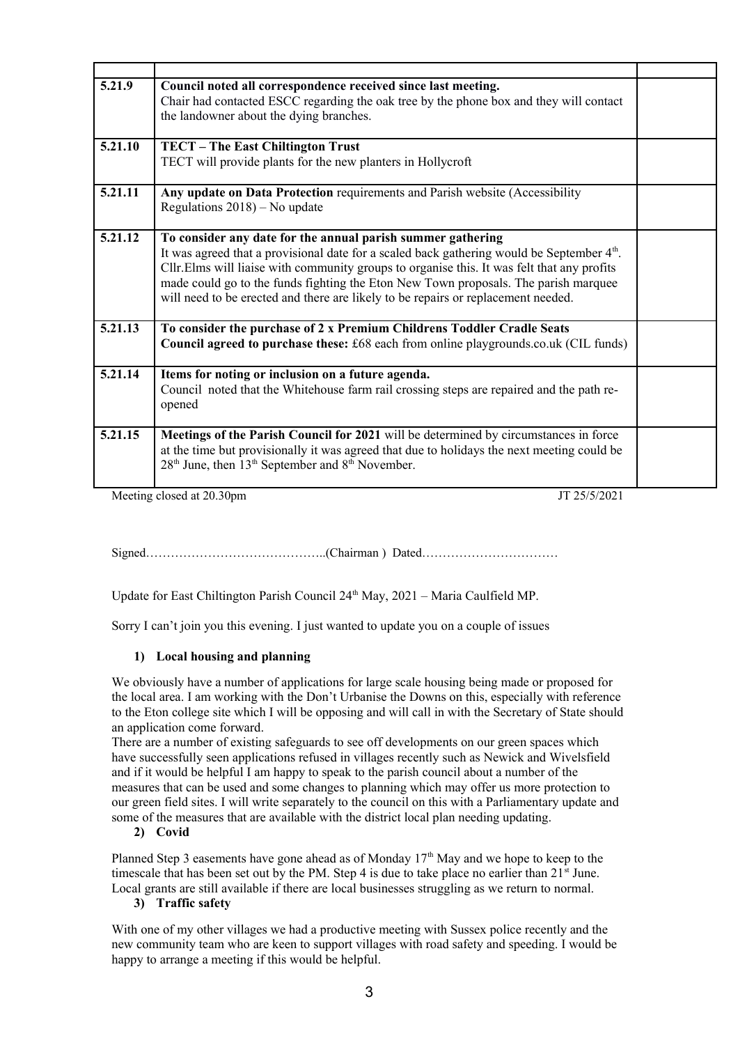| | | |
|---|---|---|
| **5.21.9** | **Council noted all correspondence received since last meeting.** Chair had contacted ESCC regarding the oak tree by the phone box and they will contact the landowner about the dying branches. | |
| **5.21.10** | **TECT – The East Chiltington Trust** TECT will provide plants for the new planters in Hollycroft | |
| **5.21.11** | **Any update on Data Protection** requirements and Parish website (Accessibility Regulations 2018) – No update | |
| **5.21.12** | **To consider any date for the annual parish summer gathering** It was agreed that a provisional date for a scaled back gathering would be September 4th. Cllr.Elms will liaise with community groups to organise this. It was felt that any profits made could go to the funds fighting the Eton New Town proposals. The parish marquee will need to be erected and there are likely to be repairs or replacement needed. | |
| **5.21.13** | **To consider the purchase of 2 x Premium Childrens Toddler Cradle Seats** **Council agreed to purchase these:** £68 each from online playgrounds.co.uk (CIL funds) | |
| **5.21.14** | **Items for noting or inclusion on a future agenda.** Council noted that the Whitehouse farm rail crossing steps are repaired and the path re-opened | |
| **5.21.15** | **Meetings of the Parish Council for 2021** will be determined by circumstances in force at the time but provisionally it was agreed that due to holidays the next meeting could be 28th June, then 13th September and 8th November. | |

Meeting closed at 20.30pm JT 25/5/2021

Signed……………………………………..(Chairman ) Dated……………………………

Update for East Chiltington Parish Council 24th May, 2021 – Maria Caulfield MP.

Sorry I can't join you this evening. I just wanted to update you on a couple of issues

1) **Local housing and planning**

We obviously have a number of applications for large scale housing being made or proposed for the local area. I am working with the Don't Urbanise the Downs on this, especially with reference to the Eton college site which I will be opposing and will call in with the Secretary of State should an application come forward.

There are a number of existing safeguards to see off developments on our green spaces which have successfully seen applications refused in villages recently such as Newick and Wivelsfield and if it would be helpful I am happy to speak to the parish council about a number of the measures that can be used and some changes to planning which may offer us more protection to our green field sites. I will write separately to the council on this with a Parliamentary update and some of the measures that are available with the district local plan needing updating.

2) **Covid**

Planned Step 3 easements have gone ahead as of Monday 17th May and we hope to keep to the timescale that has been set out by the PM. Step 4 is due to take place no earlier than 21st June. Local grants are still available if there are local businesses struggling as we return to normal.

3) **Traffic safety**

With one of my other villages we had a productive meeting with Sussex police recently and the new community team who are keen to support villages with road safety and speeding. I would be happy to arrange a meeting if this would be helpful.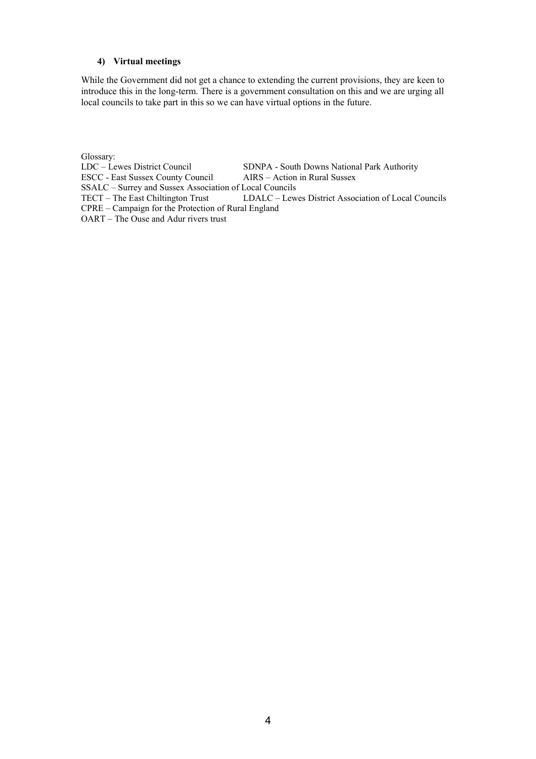#### 4) Virtual meetings

While the Government did not get a chance to extending the current provisions, they are keen to introduce this in the long-term. There is a government consultation on this and we are urging all local councils to take part in this so we can have virtual options in the future.

Glossary:

LDC – Lewes District Council

SDNPA - South Downs National Park Authority

ESCC - East Sussex County Council

AIRS – Action in Rural Sussex

SSALC – Surrey and Sussex Association of Local Councils

TECT – The East Chiltington Trust

LDALC – Lewes District Association of Local Councils

CPRE – Campaign for the Protection of Rural England

OART – The Ouse and Adur rivers trust